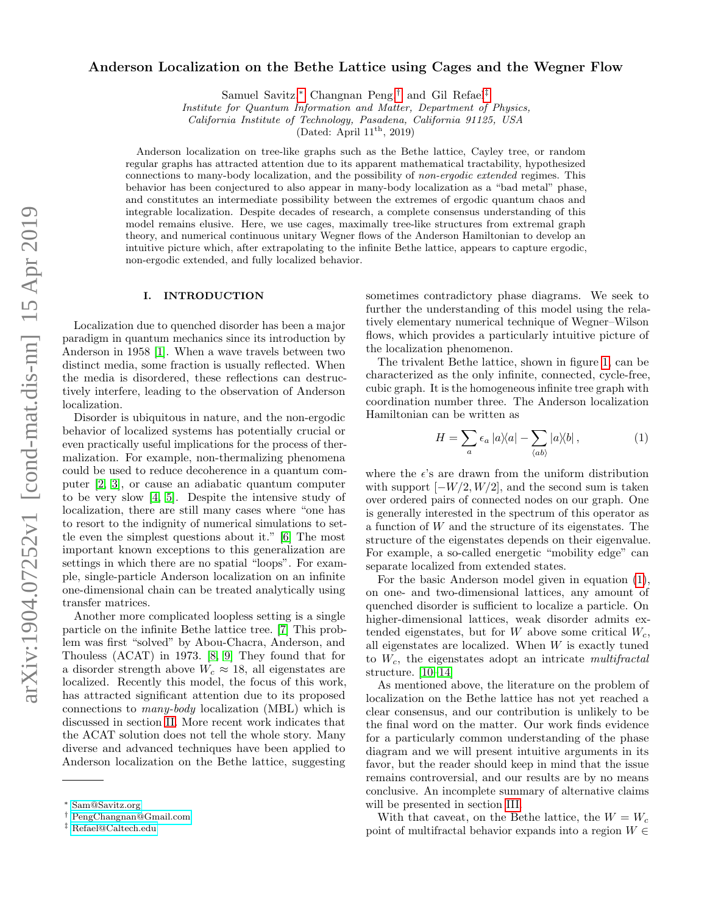# Anderson Localization on the Bethe Lattice using Cages and the Wegner Flow

Samuel Savitz,[*] Changnan Peng,[†] and Gil Refael[‡]

*Institute for Quantum Information and Matter, Department of Physics, California Institute of Technology, Pasadena, California 91125, USA*

(Dated: April 11th, 2019)

Anderson localization on tree-like graphs such as the Bethe lattice, Cayley tree, or random regular graphs has attracted attention due to its apparent mathematical tractability, hypothesized connections to many-body localization, and the possibility of *non-ergodic extended* regimes. This behavior has been conjectured to also appear in many-body localization as a "bad metal" phase, and constitutes an intermediate possibility between the extremes of ergodic quantum chaos and integrable localization. Despite decades of research, a complete consensus understanding of this model remains elusive. Here, we use cages, maximally tree-like structures from extremal graph theory, and numerical continuous unitary Wegner flows of the Anderson Hamiltonian to develop an intuitive picture which, after extrapolating to the infinite Bethe lattice, appears to capture ergodic, non-ergodic extended, and fully localized behavior.

## I. INTRODUCTION

Localization due to quenched disorder has been a major paradigm in quantum mechanics since its introduction by Anderson in 1958 [1]. When a wave travels between two distinct media, some fraction is usually reflected. When the media is disordered, these reflections can destructively interfere, leading to the observation of Anderson localization.

Disorder is ubiquitous in nature, and the non-ergodic behavior of localized systems has potentially crucial or even practically useful implications for the process of thermalization. For example, non-thermalizing phenomena could be used to reduce decoherence in a quantum computer [2, 3], or cause an adiabatic quantum computer to be very slow [4, 5]. Despite the intensive study of localization, there are still many cases where "one has to resort to the indignity of numerical simulations to settle even the simplest questions about it." [6] The most important known exceptions to this generalization are settings in which there are no spatial "loops". For example, single-particle Anderson localization on an infinite one-dimensional chain can be treated analytically using transfer matrices.

Another more complicated loopless setting is a single particle on the infinite Bethe lattice tree. [7] This problem was first "solved" by Abou-Chacra, Anderson, and Thouless (ACAT) in 1973. [8, 9] They found that for a disorder strength above $W_c \approx 18$, all eigenstates are localized. Recently this model, the focus of this work, has attracted significant attention due to its proposed connections to *many-body* localization (MBL) which is discussed in section II. More recent work indicates that the ACAT solution does not tell the whole story. Many diverse and advanced techniques have been applied to Anderson localization on the Bethe lattice, suggesting sometimes contradictory phase diagrams. We seek to further the understanding of this model using the relatively elementary numerical technique of Wegner–Wilson flows, which provides a particularly intuitive picture of the localization phenomenon.

The trivalent Bethe lattice, shown in figure 1, can be characterized as the only infinite, connected, cycle-free, cubic graph. It is the homogeneous infinite tree graph with coordination number three. The Anderson localization Hamiltonian can be written as

$$H = \sum_a \epsilon_a \, |a\rangle\langle a| - \sum_{\langle ab \rangle} |a\rangle\langle b| \,, \tag{1}$$

where the $\epsilon$'s are drawn from the uniform distribution with support $[-W/2, W/2]$, and the second sum is taken over ordered pairs of connected nodes on our graph. One is generally interested in the spectrum of this operator as a function of $W$ and the structure of its eigenstates. The structure of the eigenstates depends on their eigenvalue. For example, a so-called energetic "mobility edge" can separate localized from extended states.

For the basic Anderson model given in equation (1), on one- and two-dimensional lattices, any amount of quenched disorder is sufficient to localize a particle. On higher-dimensional lattices, weak disorder admits extended eigenstates, but for $W$ above some critical $W_c$, all eigenstates are localized. When $W$ is exactly tuned to $W_c$, the eigenstates adopt an intricate *multifractal* structure. [10–14]

As mentioned above, the literature on the problem of localization on the Bethe lattice has not yet reached a clear consensus, and our contribution is unlikely to be the final word on the matter. Our work finds evidence for a particularly common understanding of the phase diagram and we will present intuitive arguments in its favor, but the reader should keep in mind that the issue remains controversial, and our results are by no means conclusive. An incomplete summary of alternative claims will be presented in section III.

With that caveat, on the Bethe lattice, the $W = W_c$ point of multifractal behavior expands into a region $W \in$

---

[*] Sam@Savitz.org
[†] PengChangnan@Gmail.com
[‡] Refael@Caltech.edu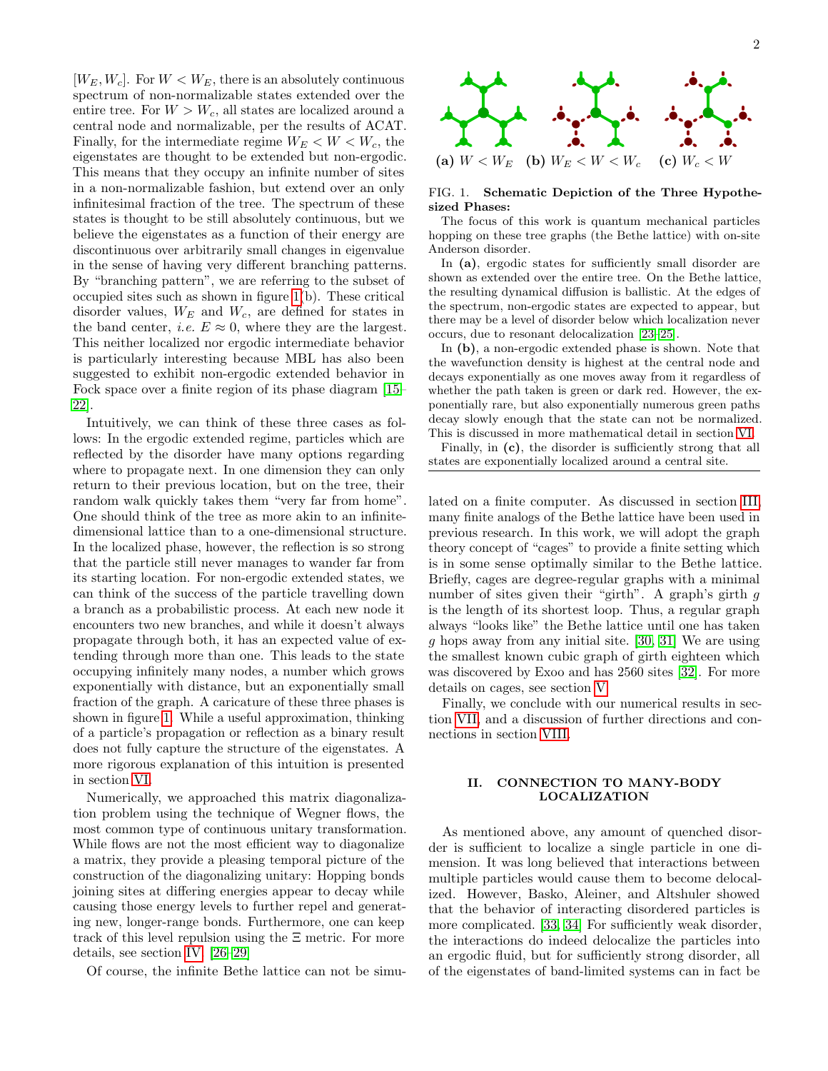$[W_E, W_c]$. For $W < W_E$, there is an absolutely continuous spectrum of non-normalizable states extended over the entire tree. For $W > W_c$, all states are localized around a central node and normalizable, per the results of ACAT. Finally, for the intermediate regime $W_E < W < W_c$, the eigenstates are thought to be extended but non-ergodic. This means that they occupy an infinite number of sites in a non-normalizable fashion, but extend over an only infinitesimal fraction of the tree. The spectrum of these states is thought to be still absolutely continuous, but we believe the eigenstates as a function of their energy are discontinuous over arbitrarily small changes in eigenvalue in the sense of having very different branching patterns. By "branching pattern", we are referring to the subset of occupied sites such as shown in figure 1(b). These critical disorder values, $W_E$ and $W_c$, are defined for states in the band center, *i.e.* $E \approx 0$, where they are the largest. This neither localized nor ergodic intermediate behavior is particularly interesting because MBL has also been suggested to exhibit non-ergodic extended behavior in Fock space over a finite region of its phase diagram [15–22].

Intuitively, we can think of these three cases as follows: In the ergodic extended regime, particles which are reflected by the disorder have many options regarding where to propagate next. In one dimension they can only return to their previous location, but on the tree, their random walk quickly takes them "very far from home". One should think of the tree as more akin to an infinite-dimensional lattice than to a one-dimensional structure. In the localized phase, however, the reflection is so strong that the particle still never manages to wander far from its starting location. For non-ergodic extended states, we can think of the success of the particle travelling down a branch as a probabilistic process. At each new node it encounters two new branches, and while it doesn't always propagate through both, it has an expected value of extending through more than one. This leads to the state occupying infinitely many nodes, a number which grows exponentially with distance, but an exponentially small fraction of the graph. A caricature of these three phases is shown in figure 1. While a useful approximation, thinking of a particle's propagation or reflection as a binary result does not fully capture the structure of the eigenstates. A more rigorous explanation of this intuition is presented in section VI.

Numerically, we approached this matrix diagonalization problem using the technique of Wegner flows, the most common type of continuous unitary transformation. While flows are not the most efficient way to diagonalize a matrix, they provide a pleasing temporal picture of the construction of the diagonalizing unitary: Hopping bonds joining sites at differing energies appear to decay while causing those energy levels to further repel and generating new, longer-range bonds. Furthermore, one can keep track of this level repulsion using the $\Xi$ metric. For more details, see section IV. [26–29]

Of course, the infinite Bethe lattice can not be simulated on a finite computer. As discussed in section III, many finite analogs of the Bethe lattice have been used in previous research. In this work, we will adopt the graph theory concept of "cages" to provide a finite setting which is in some sense optimally similar to the Bethe lattice. Briefly, cages are degree-regular graphs with a minimal number of sites given their "girth". A graph's girth $g$ is the length of its shortest loop. Thus, a regular graph always "looks like" the Bethe lattice until one has taken $g$ hops away from any initial site. [30, 31] We are using the smallest known cubic graph of girth eighteen which was discovered by Exoo and has 2560 sites [32]. For more details on cages, see section V.

Finally, we conclude with our numerical results in section VII, and a discussion of further directions and connections in section VIII.

(a) $W < W_E$ (b) $W_E < W < W_c$ (c) $W_c < W$

FIG. 1. **Schematic Depiction of the Three Hypothesized Phases:**
The focus of this work is quantum mechanical particles hopping on these tree graphs (the Bethe lattice) with on-site Anderson disorder.
In **(a)**, ergodic states for sufficiently small disorder are shown as extended over the entire tree. On the Bethe lattice, the resulting dynamical diffusion is ballistic. At the edges of the spectrum, non-ergodic states are expected to appear, but there may be a level of disorder below which localization never occurs, due to resonant delocalization [23–25].
In **(b)**, a non-ergodic extended phase is shown. Note that the wavefunction density is highest at the central node and decays exponentially as one moves away from it regardless of whether the path taken is green or dark red. However, the exponentially rare, but also exponentially numerous green paths decay slowly enough that the state can not be normalized. This is discussed in more mathematical detail in section VI.
Finally, in **(c)**, the disorder is sufficiently strong that all states are exponentially localized around a central site.

## II. CONNECTION TO MANY-BODY LOCALIZATION

As mentioned above, any amount of quenched disorder is sufficient to localize a single particle in one dimension. It was long believed that interactions between multiple particles would cause them to become delocalized. However, Basko, Aleiner, and Altshuler showed that the behavior of interacting disordered particles is more complicated. [33, 34] For sufficiently weak disorder, the interactions do indeed delocalize the particles into an ergodic fluid, but for sufficiently strong disorder, all of the eigenstates of band-limited systems can in fact be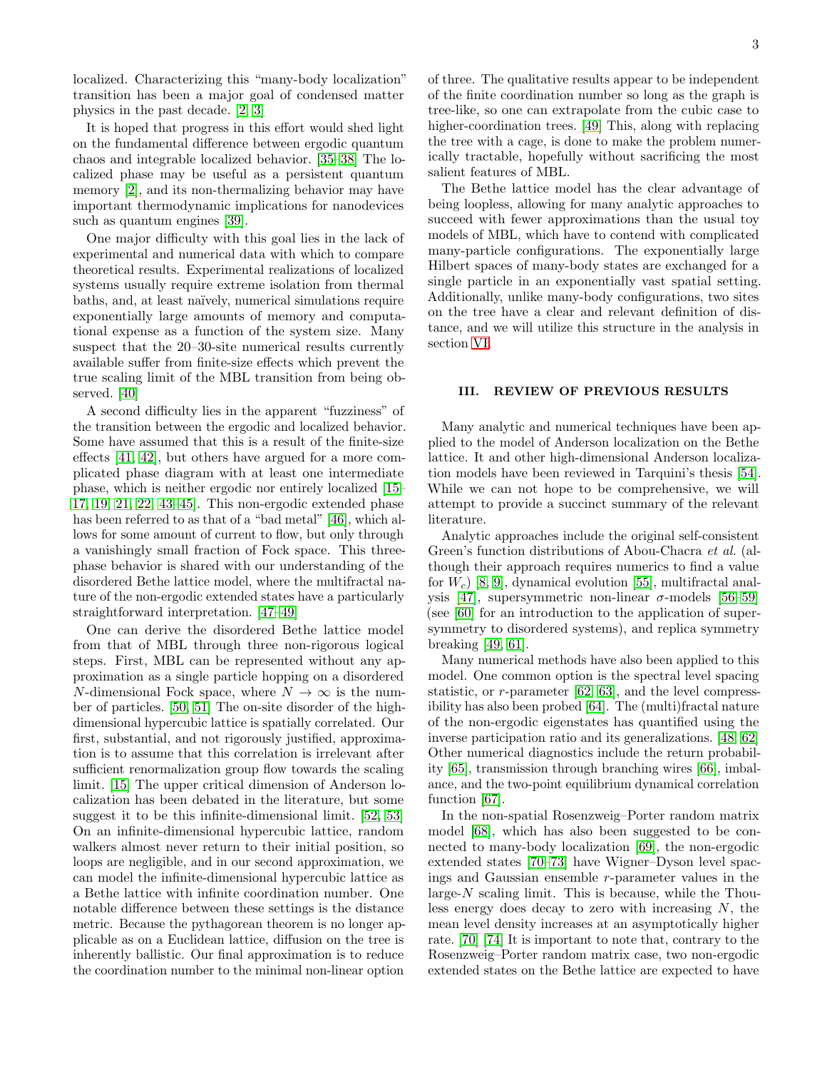localized. Characterizing this "many-body localization" transition has been a major goal of condensed matter physics in the past decade. [2, 3]

It is hoped that progress in this effort would shed light on the fundamental difference between ergodic quantum chaos and integrable localized behavior. [35–38] The localized phase may be useful as a persistent quantum memory [2], and its non-thermalizing behavior may have important thermodynamic implications for nanodevices such as quantum engines [39].

One major difficulty with this goal lies in the lack of experimental and numerical data with which to compare theoretical results. Experimental realizations of localized systems usually require extreme isolation from thermal baths, and, at least naïvely, numerical simulations require exponentially large amounts of memory and computational expense as a function of the system size. Many suspect that the 20–30-site numerical results currently available suffer from finite-size effects which prevent the true scaling limit of the MBL transition from being observed. [40]

A second difficulty lies in the apparent "fuzziness" of the transition between the ergodic and localized behavior. Some have assumed that this is a result of the finite-size effects [41, 42], but others have argued for a more complicated phase diagram with at least one intermediate phase, which is neither ergodic nor entirely localized [15–17, 19, 21, 22, 43–45]. This non-ergodic extended phase has been referred to as that of a "bad metal" [46], which allows for some amount of current to flow, but only through a vanishingly small fraction of Fock space. This three-phase behavior is shared with our understanding of the disordered Bethe lattice model, where the multifractal nature of the non-ergodic extended states have a particularly straightforward interpretation. [47–49]

One can derive the disordered Bethe lattice model from that of MBL through three non-rigorous logical steps. First, MBL can be represented without any approximation as a single particle hopping on a disordered $N$-dimensional Fock space, where $N \to \infty$ is the number of particles. [50, 51] The on-site disorder of the high-dimensional hypercubic lattice is spatially correlated. Our first, substantial, and not rigorously justified, approximation is to assume that this correlation is irrelevant after sufficient renormalization group flow towards the scaling limit. [15] The upper critical dimension of Anderson localization has been debated in the literature, but some suggest it to be this infinite-dimensional limit. [52, 53] On an infinite-dimensional hypercubic lattice, random walkers almost never return to their initial position, so loops are negligible, and in our second approximation, we can model the infinite-dimensional hypercubic lattice as a Bethe lattice with infinite coordination number. One notable difference between these settings is the distance metric. Because the pythagorean theorem is no longer applicable as on a Euclidean lattice, diffusion on the tree is inherently ballistic. Our final approximation is to reduce the coordination number to the minimal non-linear option of three. The qualitative results appear to be independent of the finite coordination number so long as the graph is tree-like, so one can extrapolate from the cubic case to higher-coordination trees. [49] This, along with replacing the tree with a cage, is done to make the problem numerically tractable, hopefully without sacrificing the most salient features of MBL.

The Bethe lattice model has the clear advantage of being loopless, allowing for many analytic approaches to succeed with fewer approximations than the usual toy models of MBL, which have to contend with complicated many-particle configurations. The exponentially large Hilbert spaces of many-body states are exchanged for a single particle in an exponentially vast spatial setting. Additionally, unlike many-body configurations, two sites on the tree have a clear and relevant definition of distance, and we will utilize this structure in the analysis in section VI.

## III. REVIEW OF PREVIOUS RESULTS

Many analytic and numerical techniques have been applied to the model of Anderson localization on the Bethe lattice. It and other high-dimensional Anderson localization models have been reviewed in Tarquini's thesis [54]. While we can not hope to be comprehensive, we will attempt to provide a succinct summary of the relevant literature.

Analytic approaches include the original self-consistent Green's function distributions of Abou-Chacra *et al.* (although their approach requires numerics to find a value for $W_c$) [8, 9], dynamical evolution [55], multifractal analysis [47], supersymmetric non-linear $\sigma$-models [56–59] (see [60] for an introduction to the application of supersymmetry to disordered systems), and replica symmetry breaking [49, 61].

Many numerical methods have also been applied to this model. One common option is the spectral level spacing statistic, or $r$-parameter [62, 63], and the level compressibility has also been probed [64]. The (multi)fractal nature of the non-ergodic eigenstates has quantified using the inverse participation ratio and its generalizations. [48, 62] Other numerical diagnostics include the return probability [65], transmission through branching wires [66], imbalance, and the two-point equilibrium dynamical correlation function [67].

In the non-spatial Rosenzweig–Porter random matrix model [68], which has also been suggested to be connected to many-body localization [69], the non-ergodic extended states [70–73] have Wigner–Dyson level spacings and Gaussian ensemble $r$-parameter values in the large-$N$ scaling limit. This is because, while the Thouless energy does decay to zero with increasing $N$, the mean level density increases at an asymptotically higher rate. [70, 74] It is important to note that, contrary to the Rosenzweig–Porter random matrix case, two non-ergodic extended states on the Bethe lattice are expected to have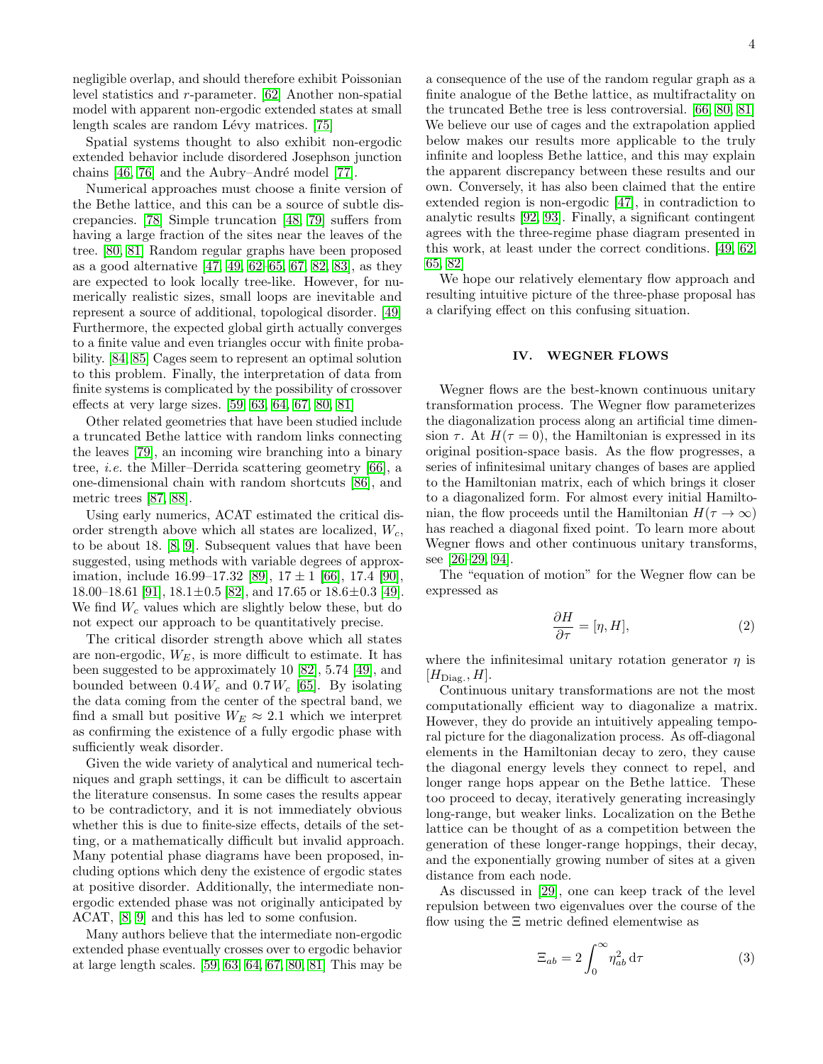negligible overlap, and should therefore exhibit Poissonian level statistics and $r$-parameter. [62] Another non-spatial model with apparent non-ergodic extended states at small length scales are random Lévy matrices. [75]

Spatial systems thought to also exhibit non-ergodic extended behavior include disordered Josephson junction chains [46, 76] and the Aubry–André model [77].

Numerical approaches must choose a finite version of the Bethe lattice, and this can be a source of subtle discrepancies. [78] Simple truncation [48, 79] suffers from having a large fraction of the sites near the leaves of the tree. [80, 81] Random regular graphs have been proposed as a good alternative [47, 49, 62–65, 67, 82, 83], as they are expected to look locally tree-like. However, for numerically realistic sizes, small loops are inevitable and represent a source of additional, topological disorder. [49] Furthermore, the expected global girth actually converges to a finite value and even triangles occur with finite probability. [84, 85] Cages seem to represent an optimal solution to this problem. Finally, the interpretation of data from finite systems is complicated by the possibility of crossover effects at very large sizes. [59, 63, 64, 67, 80, 81]

Other related geometries that have been studied include a truncated Bethe lattice with random links connecting the leaves [79], an incoming wire branching into a binary tree, *i.e.* the Miller–Derrida scattering geometry [66], a one-dimensional chain with random shortcuts [86], and metric trees [87, 88].

Using early numerics, ACAT estimated the critical disorder strength above which all states are localized, $W_c$, to be about 18. [8, 9]. Subsequent values that have been suggested, using methods with variable degrees of approximation, include 16.99–17.32 [89], $17 \pm 1$ [66], 17.4 [90], 18.00–18.61 [91], $18.1 \pm 0.5$ [82], and 17.65 or $18.6 \pm 0.3$ [49]. We find $W_c$ values which are slightly below these, but do not expect our approach to be quantitatively precise.

The critical disorder strength above which all states are non-ergodic, $W_E$, is more difficult to estimate. It has been suggested to be approximately 10 [82], 5.74 [49], and bounded between $0.4\,W_c$ and $0.7\,W_c$ [65]. By isolating the data coming from the center of the spectral band, we find a small but positive $W_E \approx 2.1$ which we interpret as confirming the existence of a fully ergodic phase with sufficiently weak disorder.

Given the wide variety of analytical and numerical techniques and graph settings, it can be difficult to ascertain the literature consensus. In some cases the results appear to be contradictory, and it is not immediately obvious whether this is due to finite-size effects, details of the setting, or a mathematically difficult but invalid approach. Many potential phase diagrams have been proposed, including options which deny the existence of ergodic states at positive disorder. Additionally, the intermediate non-ergodic extended phase was not originally anticipated by ACAT, [8, 9] and this has led to some confusion.

Many authors believe that the intermediate non-ergodic extended phase eventually crosses over to ergodic behavior at large length scales. [59, 63, 64, 67, 80, 81] This may be a consequence of the use of the random regular graph as a finite analogue of the Bethe lattice, as multifractality on the truncated Bethe tree is less controversial. [66, 80, 81] We believe our use of cages and the extrapolation applied below makes our results more applicable to the truly infinite and loopless Bethe lattice, and this may explain the apparent discrepancy between these results and our own. Conversely, it has also been claimed that the entire extended region is non-ergodic [47], in contradiction to analytic results [92, 93]. Finally, a significant contingent agrees with the three-regime phase diagram presented in this work, at least under the correct conditions. [49, 62, 65, 82]

We hope our relatively elementary flow approach and resulting intuitive picture of the three-phase proposal has a clarifying effect on this confusing situation.

## IV. WEGNER FLOWS

Wegner flows are the best-known continuous unitary transformation process. The Wegner flow parameterizes the diagonalization process along an artificial time dimension $\tau$. At $H(\tau = 0)$, the Hamiltonian is expressed in its original position-space basis. As the flow progresses, a series of infinitesimal unitary changes of bases are applied to the Hamiltonian matrix, each of which brings it closer to a diagonalized form. For almost every initial Hamiltonian, the flow proceeds until the Hamiltonian $H(\tau \to \infty)$ has reached a diagonal fixed point. To learn more about Wegner flows and other continuous unitary transforms, see [26–29, 94].

The "equation of motion" for the Wegner flow can be expressed as

$$\frac{\partial H}{\partial \tau} = [\eta, H], \tag{2}$$

where the infinitesimal unitary rotation generator $\eta$ is $[H_{\text{Diag.}}, H]$.

Continuous unitary transformations are not the most computationally efficient way to diagonalize a matrix. However, they do provide an intuitively appealing temporal picture for the diagonalization process. As off-diagonal elements in the Hamiltonian decay to zero, they cause the diagonal energy levels they connect to repel, and longer range hops appear on the Bethe lattice. These too proceed to decay, iteratively generating increasingly long-range, but weaker links. Localization on the Bethe lattice can be thought of as a competition between the generation of these longer-range hoppings, their decay, and the exponentially growing number of sites at a given distance from each node.

As discussed in [29], one can keep track of the level repulsion between two eigenvalues over the course of the flow using the $\Xi$ metric defined elementwise as

$$\Xi_{ab} = 2 \int_0^\infty \eta_{ab}^2 \, \mathrm{d}\tau \tag{3}$$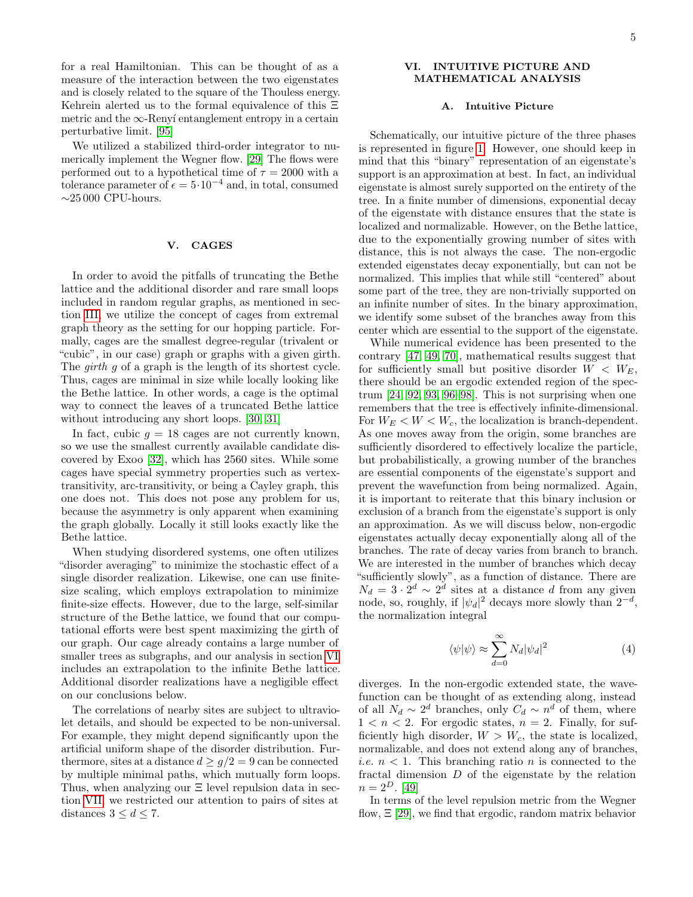for a real Hamiltonian. This can be thought of as a measure of the interaction between the two eigenstates and is closely related to the square of the Thouless energy. Kehrein alerted us to the formal equivalence of this $\Xi$ metric and the $\infty$-Renyí entanglement entropy in a certain perturbative limit. [95]

We utilized a stabilized third-order integrator to numerically implement the Wegner flow. [29] The flows were performed out to a hypothetical time of $\tau = 2000$ with a tolerance parameter of $\epsilon = 5 \cdot 10^{-4}$ and, in total, consumed ∼25 000 CPU-hours.

## V. CAGES

In order to avoid the pitfalls of truncating the Bethe lattice and the additional disorder and rare small loops included in random regular graphs, as mentioned in section III, we utilize the concept of cages from extremal graph theory as the setting for our hopping particle. Formally, cages are the smallest degree-regular (trivalent or "cubic", in our case) graph or graphs with a given girth. The *girth* $g$ of a graph is the length of its shortest cycle. Thus, cages are minimal in size while locally looking like the Bethe lattice. In other words, a cage is the optimal way to connect the leaves of a truncated Bethe lattice without introducing any short loops. [30, 31]

In fact, cubic $g = 18$ cages are not currently known, so we use the smallest currently available candidate discovered by Exoo [32], which has 2560 sites. While some cages have special symmetry properties such as vertex-transitivity, arc-transitivity, or being a Cayley graph, this one does not. This does not pose any problem for us, because the asymmetry is only apparent when examining the graph globally. Locally it still looks exactly like the Bethe lattice.

When studying disordered systems, one often utilizes "disorder averaging" to minimize the stochastic effect of a single disorder realization. Likewise, one can use finite-size scaling, which employs extrapolation to minimize finite-size effects. However, due to the large, self-similar structure of the Bethe lattice, we found that our computational efforts were best spent maximizing the girth of our graph. Our cage already contains a large number of smaller trees as subgraphs, and our analysis in section VI includes an extrapolation to the infinite Bethe lattice. Additional disorder realizations have a negligible effect on our conclusions below.

The correlations of nearby sites are subject to ultraviolet details, and should be expected to be non-universal. For example, they might depend significantly upon the artificial uniform shape of the disorder distribution. Furthermore, sites at a distance $d \geq g/2 = 9$ can be connected by multiple minimal paths, which mutually form loops. Thus, when analyzing our $\Xi$ level repulsion data in section VII, we restricted our attention to pairs of sites at distances $3 \leq d \leq 7$.

## VI. INTUITIVE PICTURE AND MATHEMATICAL ANALYSIS

### A. Intuitive Picture

Schematically, our intuitive picture of the three phases is represented in figure 1. However, one should keep in mind that this "binary" representation of an eigenstate's support is an approximation at best. In fact, an individual eigenstate is almost surely supported on the entirety of the tree. In a finite number of dimensions, exponential decay of the eigenstate with distance ensures that the state is localized and normalizable. However, on the Bethe lattice, due to the exponentially growing number of sites with distance, this is not always the case. The non-ergodic extended eigenstates decay exponentially, but can not be normalized. This implies that while still "centered" about some part of the tree, they are non-trivially supported on an infinite number of sites. In the binary approximation, we identify some subset of the branches away from this center which are essential to the support of the eigenstate.

While numerical evidence has been presented to the contrary [47, 49, 70], mathematical results suggest that for sufficiently small but positive disorder $W < W_E$, there should be an ergodic extended region of the spectrum [24, 92, 93, 96–98]. This is not surprising when one remembers that the tree is effectively infinite-dimensional. For $W_E < W < W_c$, the localization is branch-dependent. As one moves away from the origin, some branches are sufficiently disordered to effectively localize the particle, but probabilistically, a growing number of the branches are essential components of the eigenstate's support and prevent the wavefunction from being normalized. Again, it is important to reiterate that this binary inclusion or exclusion of a branch from the eigenstate's support is only an approximation. As we will discuss below, non-ergodic eigenstates actually decay exponentially along all of the branches. The rate of decay varies from branch to branch. We are interested in the number of branches which decay "sufficiently slowly", as a function of distance. There are $N_d = 3 \cdot 2^d \sim 2^d$ sites at a distance $d$ from any given node, so, roughly, if $|\psi_d|^2$ decays more slowly than $2^{-d}$, the normalization integral

$$\langle \psi | \psi \rangle \approx \sum_{d=0}^{\infty} N_d |\psi_d|^2 \tag{4}$$

diverges. In the non-ergodic extended state, the wavefunction can be thought of as extending along, instead of all $N_d \sim 2^d$ branches, only $C_d \sim n^d$ of them, where $1 < n < 2$. For ergodic states, $n = 2$. Finally, for sufficiently high disorder, $W > W_c$, the state is localized, normalizable, and does not extend along any of branches, *i.e.* $n < 1$. This branching ratio $n$ is connected to the fractal dimension $D$ of the eigenstate by the relation $n = 2^D$. [49]

In terms of the level repulsion metric from the Wegner flow, $\Xi$ [29], we find that ergodic, random matrix behavior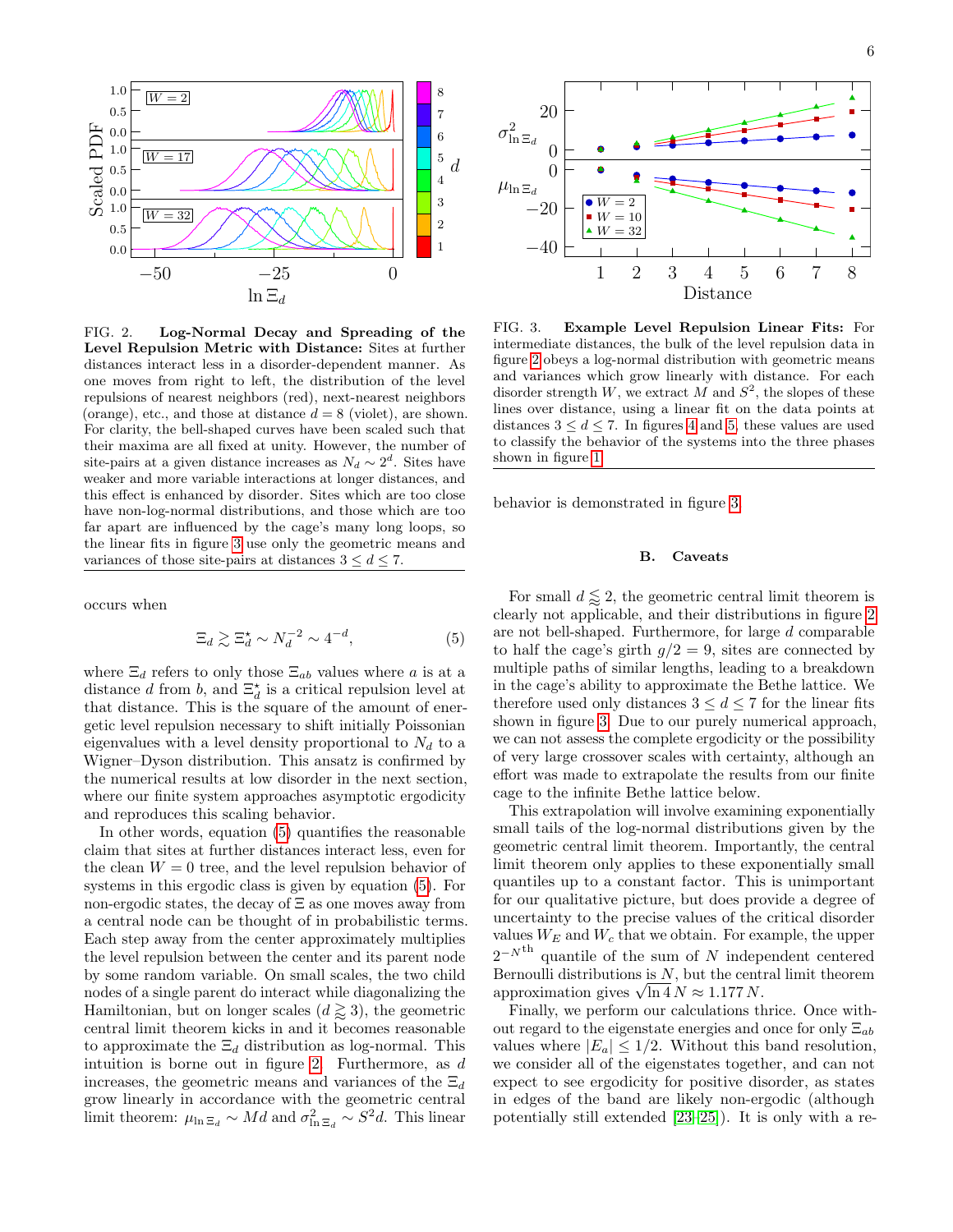FIG. 2. **Log-Normal Decay and Spreading of the Level Repulsion Metric with Distance:** Sites at further distances interact less in a disorder-dependent manner. As one moves from right to left, the distribution of the level repulsions of nearest neighbors (red), next-nearest neighbors (orange), etc., and those at distance $d = 8$ (violet), are shown. For clarity, the bell-shaped curves have been scaled such that their maxima are all fixed at unity. However, the number of site-pairs at a given distance increases as $N_d \sim 2^d$. Sites have weaker and more variable interactions at longer distances, and this effect is enhanced by disorder. Sites which are too close have non-log-normal distributions, and those which are too far apart are influenced by the cage's many long loops, so the linear fits in figure 3 use only the geometric means and variances of those site-pairs at distances $3 \le d \le 7$.

occurs when

$$\Xi_d \gtrsim \Xi_d^\star \sim N_d^{-2} \sim 4^{-d}, \tag{5}$$

where $\Xi_d$ refers to only those $\Xi_{ab}$ values where $a$ is at a distance $d$ from $b$, and $\Xi_d^\star$ is a critical repulsion level at that distance. This is the square of the amount of energetic level repulsion necessary to shift initially Poissonian eigenvalues with a level density proportional to $N_d$ to a Wigner–Dyson distribution. This ansatz is confirmed by the numerical results at low disorder in the next section, where our finite system approaches asymptotic ergodicity and reproduces this scaling behavior.

In other words, equation (5) quantifies the reasonable claim that sites at further distances interact less, even for the clean $W = 0$ tree, and the level repulsion behavior of systems in this ergodic class is given by equation (5). For non-ergodic states, the decay of $\Xi$ as one moves away from a central node can be thought of in probabilistic terms. Each step away from the center approximately multiplies the level repulsion between the center and its parent node by some random variable. On small scales, the two child nodes of a single parent do interact while diagonalizing the Hamiltonian, but on longer scales ($d \gtrsim 3$), the geometric central limit theorem kicks in and it becomes reasonable to approximate the $\Xi_d$ distribution as log-normal. This intuition is borne out in figure 2. Furthermore, as $d$ increases, the geometric means and variances of the $\Xi_d$ grow linearly in accordance with the geometric central limit theorem: $\mu_{\ln \Xi_d} \sim Md$ and $\sigma^2_{\ln \Xi_d} \sim S^2 d$. This linear behavior is demonstrated in figure 3.

FIG. 3. **Example Level Repulsion Linear Fits:** For intermediate distances, the bulk of the level repulsion data in figure 2 obeys a log-normal distribution with geometric means and variances which grow linearly with distance. For each disorder strength $W$, we extract $M$ and $S^2$, the slopes of these lines over distance, using a linear fit on the data points at distances $3 \le d \le 7$. In figures 4 and 5, these values are used to classify the behavior of the systems into the three phases shown in figure 1.

### B. Caveats

For small $d \lessapprox 2$, the geometric central limit theorem is clearly not applicable, and their distributions in figure 2 are not bell-shaped. Furthermore, for large $d$ comparable to half the cage's girth $g/2 = 9$, sites are connected by multiple paths of similar lengths, leading to a breakdown in the cage's ability to approximate the Bethe lattice. We therefore used only distances $3 \le d \le 7$ for the linear fits shown in figure 3. Due to our purely numerical approach, we can not assess the complete ergodicity or the possibility of very large crossover scales with certainty, although an effort was made to extrapolate the results from our finite cage to the infinite Bethe lattice below.

This extrapolation will involve examining exponentially small tails of the log-normal distributions given by the geometric central limit theorem. Importantly, the central limit theorem only applies to these exponentially small quantiles up to a constant factor. This is unimportant for our qualitative picture, but does provide a degree of uncertainty to the precise values of the critical disorder values $W_E$ and $W_c$ that we obtain. For example, the upper $2^{-N^{\text{th}}}$ quantile of the sum of $N$ independent centered Bernoulli distributions is $N$, but the central limit theorem approximation gives $\sqrt{\ln 4}\, N \approx 1.177\, N$.

Finally, we perform our calculations thrice. Once without regard to the eigenstate energies and once for only $\Xi_{ab}$ values where $|E_a| \le 1/2$. Without this band resolution, we consider all of the eigenstates together, and can not expect to see ergodicity for positive disorder, as states in edges of the band are likely non-ergodic (although potentially still extended [23–25]). It is only with a re-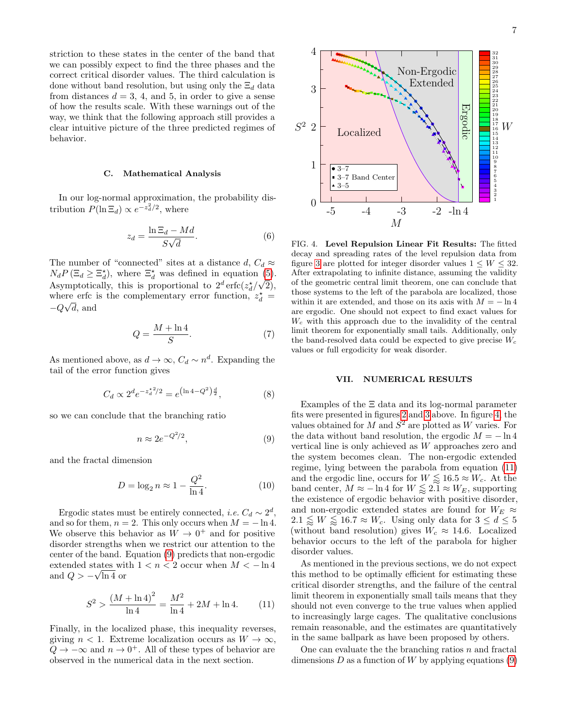striction to these states in the center of the band that we can possibly expect to find the three phases and the correct critical disorder values. The third calculation is done without band resolution, but using only the $\Xi_d$ data from distances $d = 3$, 4, and 5, in order to give a sense of how the results scale. With these warnings out of the way, we think that the following approach still provides a clear intuitive picture of the three predicted regimes of behavior.

### C. Mathematical Analysis

In our log-normal approximation, the probability distribution $P(\ln \Xi_d) \propto e^{-z_d^2/2}$, where

$$z_d = \frac{\ln \Xi_d - Md}{S\sqrt{d}}. \tag{6}$$

The number of "connected" sites at a distance $d$, $C_d \approx N_d P\left(\Xi_d \geq \Xi_d^\star\right)$, where $\Xi_d^\star$ was defined in equation (5). Asymptotically, this is proportional to $2^d \operatorname{erfc}(z_d^\star/\sqrt{2})$, where erfc is the complementary error function, $z_d^\star = -Q\sqrt{d}$, and

$$Q = \frac{M + \ln 4}{S}. \tag{7}$$

As mentioned above, as $d \to \infty$, $C_d \sim n^d$. Expanding the tail of the error function gives

$$C_d \propto 2^d e^{-z_d^{\star 2}/2} = e^{\left(\ln 4 - Q^2\right)\frac{d}{2}}, \tag{8}$$

so we can conclude that the branching ratio

$$n \approx 2e^{-Q^2/2}, \tag{9}$$

and the fractal dimension

$$D = \log_2 n \approx 1 - \frac{Q^2}{\ln 4}. \tag{10}$$

Ergodic states must be entirely connected, *i.e.* $C_d \sim 2^d$, and so for them, $n = 2$. This only occurs when $M = -\ln 4$. We observe this behavior as $W \to 0^+$ and for positive disorder strengths when we restrict our attention to the center of the band. Equation (9) predicts that non-ergodic extended states with $1 < n < 2$ occur when $M < -\ln 4$ and $Q > -\sqrt{\ln 4}$ or

$$S^2 > \frac{\left(M + \ln 4\right)^2}{\ln 4} = \frac{M^2}{\ln 4} + 2M + \ln 4. \tag{11}$$

Finally, in the localized phase, this inequality reverses, giving $n < 1$. Extreme localization occurs as $W \to \infty$, $Q \to -\infty$ and $n \to 0^+$. All of these types of behavior are observed in the numerical data in the next section.

FIG. 4. **Level Repulsion Linear Fit Results:** The fitted decay and spreading rates of the level repulsion data from figure 3 are plotted for integer disorder values $1 \leq W \leq 32$. After extrapolating to infinite distance, assuming the validity of the geometric central limit theorem, one can conclude that those systems to the left of the parabola are localized, those within it are extended, and those on its axis with $M = -\ln 4$ are ergodic. One should not expect to find exact values for $W_c$ with this approach due to the invalidity of the central limit theorem for exponentially small tails. Additionally, only the band-resolved data could be expected to give precise $W_c$ values or full ergodicity for weak disorder.

## VII. NUMERICAL RESULTS

Examples of the $\Xi$ data and its log-normal parameter fits were presented in figures 2 and 3 above. In figure 4, the values obtained for $M$ and $S^2$ are plotted as $W$ varies. For the data without band resolution, the ergodic $M = -\ln 4$ vertical line is only achieved as $W$ approaches zero and the system becomes clean. The non-ergodic extended regime, lying between the parabola from equation (11) and the ergodic line, occurs for $W \lessapprox 16.5 \approx W_c$. At the band center, $M \approx -\ln 4$ for $W \lessapprox 2.1 \approx W_E$, supporting the existence of ergodic behavior with positive disorder, and non-ergodic extended states are found for $W_E \approx 2.1 \lessapprox W \lessapprox 16.7 \approx W_c$. Using only data for $3 \leq d \leq 5$ (without band resolution) gives $W_c \approx 14.6$. Localized behavior occurs to the left of the parabola for higher disorder values.

As mentioned in the previous sections, we do not expect this method to be optimally efficient for estimating these critical disorder strengths, and the failure of the central limit theorem in exponentially small tails means that they should not even converge to the true values when applied to increasingly large cages. The qualitative conclusions remain reasonable, and the estimates are quantitatively in the same ballpark as have been proposed by others.

One can evaluate the the branching ratios $n$ and fractal dimensions $D$ as a function of $W$ by applying equations (9)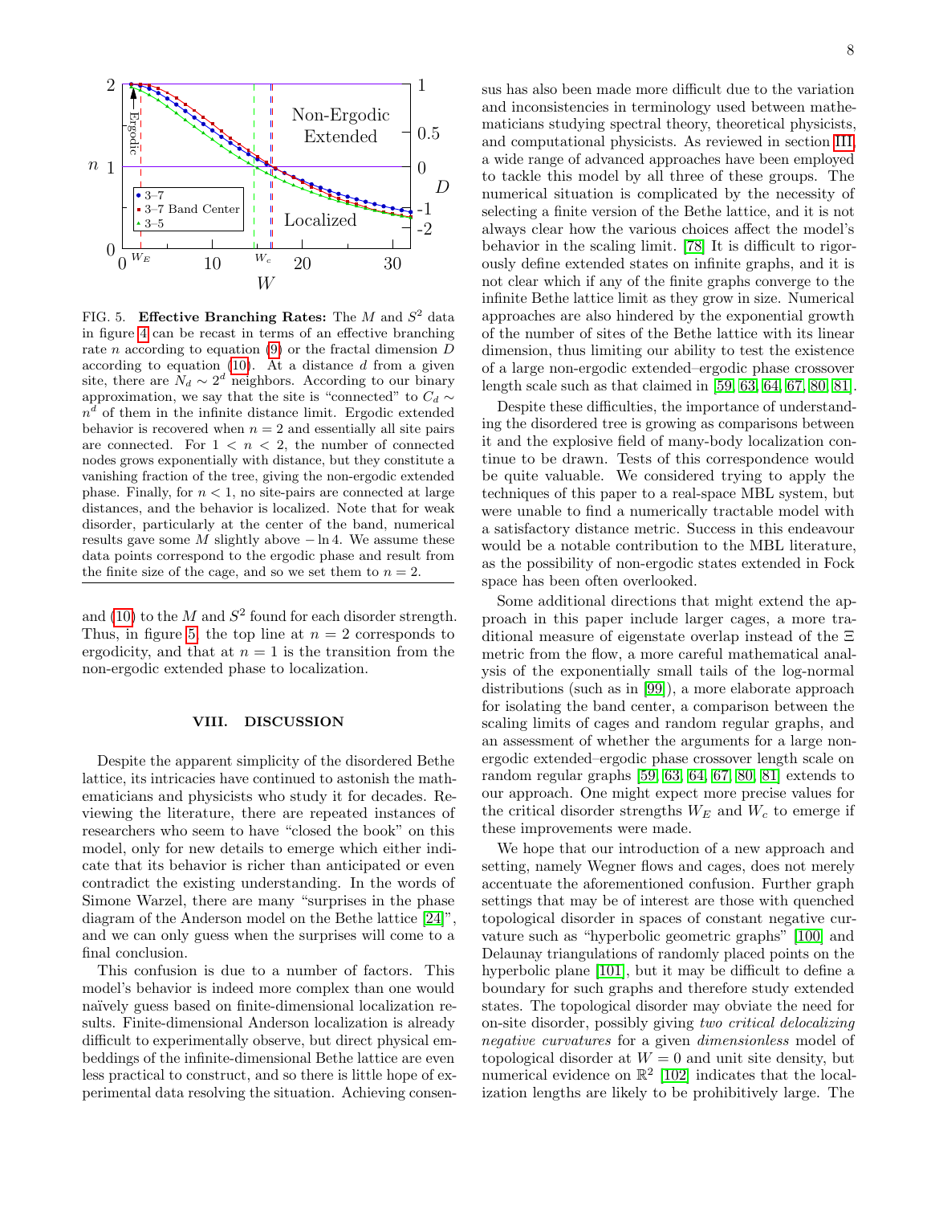FIG. 5. **Effective Branching Rates:** The $M$ and $S^2$ data in figure 4 can be recast in terms of an effective branching rate $n$ according to equation (9) or the fractal dimension $D$ according to equation (10). At a distance $d$ from a given site, there are $N_d \sim 2^d$ neighbors. According to our binary approximation, we say that the site is "connected" to $C_d \sim n^d$ of them in the infinite distance limit. Ergodic extended behavior is recovered when $n = 2$ and essentially all site pairs are connected. For $1 < n < 2$, the number of connected nodes grows exponentially with distance, but they constitute a vanishing fraction of the tree, giving the non-ergodic extended phase. Finally, for $n < 1$, no site-pairs are connected at large distances, and the behavior is localized. Note that for weak disorder, particularly at the center of the band, numerical results gave some $M$ slightly above $-\ln 4$. We assume these data points correspond to the ergodic phase and result from the finite size of the cage, and so we set them to $n = 2$.

and (10) to the $M$ and $S^2$ found for each disorder strength. Thus, in figure 5, the top line at $n = 2$ corresponds to ergodicity, and that at $n = 1$ is the transition from the non-ergodic extended phase to localization.

## VIII. DISCUSSION

Despite the apparent simplicity of the disordered Bethe lattice, its intricacies have continued to astonish the mathematicians and physicists who study it for decades. Reviewing the literature, there are repeated instances of researchers who seem to have "closed the book" on this model, only for new details to emerge which either indicate that its behavior is richer than anticipated or even contradict the existing understanding. In the words of Simone Warzel, there are many "surprises in the phase diagram of the Anderson model on the Bethe lattice [24]", and we can only guess when the surprises will come to a final conclusion.

This confusion is due to a number of factors. This model's behavior is indeed more complex than one would naïvely guess based on finite-dimensional localization results. Finite-dimensional Anderson localization is already difficult to experimentally observe, but direct physical embeddings of the infinite-dimensional Bethe lattice are even less practical to construct, and so there is little hope of experimental data resolving the situation. Achieving consensus has also been made more difficult due to the variation and inconsistencies in terminology used between mathematicians studying spectral theory, theoretical physicists, and computational physicists. As reviewed in section III, a wide range of advanced approaches have been employed to tackle this model by all three of these groups. The numerical situation is complicated by the necessity of selecting a finite version of the Bethe lattice, and it is not always clear how the various choices affect the model's behavior in the scaling limit. [78] It is difficult to rigorously define extended states on infinite graphs, and it is not clear which if any of the finite graphs converge to the infinite Bethe lattice limit as they grow in size. Numerical approaches are also hindered by the exponential growth of the number of sites of the Bethe lattice with its linear dimension, thus limiting our ability to test the existence of a large non-ergodic extended–ergodic phase crossover length scale such as that claimed in [59, 63, 64, 67, 80, 81].

Despite these difficulties, the importance of understanding the disordered tree is growing as comparisons between it and the explosive field of many-body localization continue to be drawn. Tests of this correspondence would be quite valuable. We considered trying to apply the techniques of this paper to a real-space MBL system, but were unable to find a numerically tractable model with a satisfactory distance metric. Success in this endeavour would be a notable contribution to the MBL literature, as the possibility of non-ergodic states extended in Fock space has been often overlooked.

Some additional directions that might extend the approach in this paper include larger cages, a more traditional measure of eigenstate overlap instead of the $\Xi$ metric from the flow, a more careful mathematical analysis of the exponentially small tails of the log-normal distributions (such as in [99]), a more elaborate approach for isolating the band center, a comparison between the scaling limits of cages and random regular graphs, and an assessment of whether the arguments for a large non-ergodic extended–ergodic phase crossover length scale on random regular graphs [59, 63, 64, 67, 80, 81] extends to our approach. One might expect more precise values for the critical disorder strengths $W_E$ and $W_c$ to emerge if these improvements were made.

We hope that our introduction of a new approach and setting, namely Wegner flows and cages, does not merely accentuate the aforementioned confusion. Further graph settings that may be of interest are those with quenched topological disorder in spaces of constant negative curvature such as "hyperbolic geometric graphs" [100] and Delaunay triangulations of randomly placed points on the hyperbolic plane [101], but it may be difficult to define a boundary for such graphs and therefore study extended states. The topological disorder may obviate the need for on-site disorder, possibly giving *two critical delocalizing negative curvatures* for a given *dimensionless* model of topological disorder at $W = 0$ and unit site density, but numerical evidence on $\mathbb{R}^2$ [102] indicates that the localization lengths are likely to be prohibitively large. The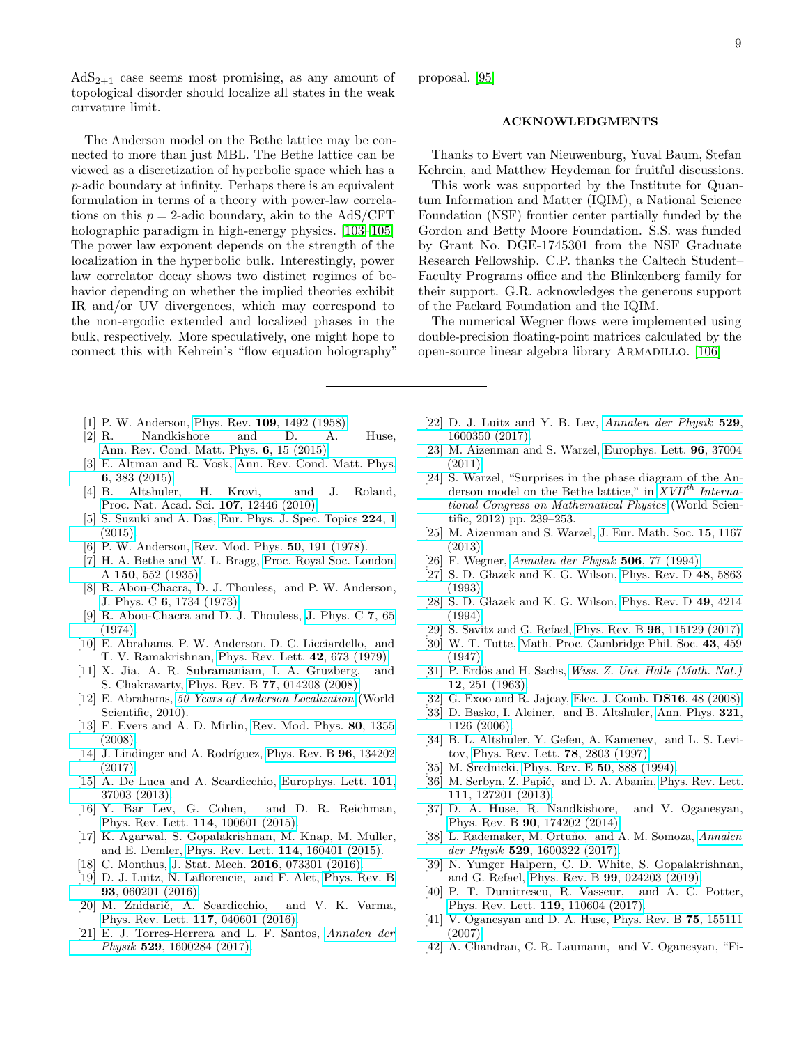$AdS_{2+1}$ case seems most promising, as any amount of topological disorder should localize all states in the weak curvature limit.

The Anderson model on the Bethe lattice may be connected to more than just MBL. The Bethe lattice can be viewed as a discretization of hyperbolic space which has a $p$-adic boundary at infinity. Perhaps there is an equivalent formulation in terms of a theory with power-law correlations on this $p = 2$-adic boundary, akin to the AdS/CFT holographic paradigm in high-energy physics. [103–105] The power law exponent depends on the strength of the localization in the hyperbolic bulk. Interestingly, power law correlator decay shows two distinct regimes of behavior depending on whether the implied theories exhibit IR and/or UV divergences, which may correspond to the non-ergodic extended and localized phases in the bulk, respectively. More speculatively, one might hope to connect this with Kehrein's "flow equation holography" proposal. [95]

## ACKNOWLEDGMENTS

Thanks to Evert van Nieuwenburg, Yuval Baum, Stefan Kehrein, and Matthew Heydeman for fruitful discussions.

This work was supported by the Institute for Quantum Information and Matter (IQIM), a National Science Foundation (NSF) frontier center partially funded by the Gordon and Betty Moore Foundation. S.S. was funded by Grant No. DGE-1745301 from the NSF Graduate Research Fellowship. C.P. thanks the Caltech Student–Faculty Programs office and the Blinkenberg family for their support. G.R. acknowledges the generous support of the Packard Foundation and the IQIM.

The numerical Wegner flows were implemented using double-precision floating-point matrices calculated by the open-source linear algebra library Armadillo. [106]

---

[1] P. W. Anderson, Phys. Rev. **109**, 1492 (1958).
[2] R. Nandkishore and D. A. Huse, Ann. Rev. Cond. Matt. Phys. **6**, 15 (2015).
[3] E. Altman and R. Vosk, Ann. Rev. Cond. Matt. Phys. **6**, 383 (2015).
[4] B. Altshuler, H. Krovi, and J. Roland, Proc. Nat. Acad. Sci. **107**, 12446 (2010).
[5] S. Suzuki and A. Das, Eur. Phys. J. Spec. Topics **224**, 1 (2015).
[6] P. W. Anderson, Rev. Mod. Phys. **50**, 191 (1978).
[7] H. A. Bethe and W. L. Bragg, Proc. Royal Soc. London A **150**, 552 (1935).
[8] R. Abou-Chacra, D. J. Thouless, and P. W. Anderson, J. Phys. C **6**, 1734 (1973).
[9] R. Abou-Chacra and D. J. Thouless, J. Phys. C **7**, 65 (1974).
[10] E. Abrahams, P. W. Anderson, D. C. Licciardello, and T. V. Ramakrishnan, Phys. Rev. Lett. **42**, 673 (1979).
[11] X. Jia, A. R. Subramaniam, I. A. Gruzberg, and S. Chakravarty, Phys. Rev. B **77**, 014208 (2008).
[12] E. Abrahams, *50 Years of Anderson Localization* (World Scientific, 2010).
[13] F. Evers and A. D. Mirlin, Rev. Mod. Phys. **80**, 1355 (2008).
[14] J. Lindinger and A. Rodríguez, Phys. Rev. B **96**, 134202 (2017).
[15] A. De Luca and A. Scardicchio, Europhys. Lett. **101**, 37003 (2013).
[16] Y. Bar Lev, G. Cohen, and D. R. Reichman, Phys. Rev. Lett. **114**, 100601 (2015).
[17] K. Agarwal, S. Gopalakrishnan, M. Knap, M. Müller, and E. Demler, Phys. Rev. Lett. **114**, 160401 (2015).
[18] C. Monthus, J. Stat. Mech. **2016**, 073301 (2016).
[19] D. J. Luitz, N. Laflorencie, and F. Alet, Phys. Rev. B **93**, 060201 (2016).
[20] M. Žnidarič, A. Scardicchio, and V. K. Varma, Phys. Rev. Lett. **117**, 040601 (2016).
[21] E. J. Torres-Herrera and L. F. Santos, *Annalen der Physik* **529**, 1600284 (2017).
[22] D. J. Luitz and Y. B. Lev, *Annalen der Physik* **529**, 1600350 (2017).
[23] M. Aizenman and S. Warzel, Europhys. Lett. **96**, 37004 (2011).
[24] S. Warzel, "Surprises in the phase diagram of the Anderson model on the Bethe lattice," in *XVII$^{th}$ International Congress on Mathematical Physics* (World Scientific, 2012) pp. 239–253.
[25] M. Aizenman and S. Warzel, J. Eur. Math. Soc. **15**, 1167 (2013).
[26] F. Wegner, *Annalen der Physik* **506**, 77 (1994).
[27] S. D. Głazek and K. G. Wilson, Phys. Rev. D **48**, 5863 (1993).
[28] S. D. Głazek and K. G. Wilson, Phys. Rev. D **49**, 4214 (1994).
[29] S. Savitz and G. Refael, Phys. Rev. B **96**, 115129 (2017).
[30] W. T. Tutte, Math. Proc. Cambridge Phil. Soc. **43**, 459 (1947).
[31] P. Erdös and H. Sachs, *Wiss. Z. Uni. Halle (Math. Nat.)* **12**, 251 (1963).
[32] G. Exoo and R. Jajcay, Elec. J. Comb. **DS16**, 48 (2008).
[33] D. Basko, I. Aleiner, and B. Altshuler, Ann. Phys. **321**, 1126 (2006).
[34] B. L. Altshuler, Y. Gefen, A. Kamenev, and L. S. Levitov, Phys. Rev. Lett. **78**, 2803 (1997).
[35] M. Srednicki, Phys. Rev. E **50**, 888 (1994).
[36] M. Serbyn, Z. Papić, and D. A. Abanin, Phys. Rev. Lett. **111**, 127201 (2013).
[37] D. A. Huse, R. Nandkishore, and V. Oganesyan, Phys. Rev. B **90**, 174202 (2014).
[38] L. Rademaker, M. Ortuño, and A. M. Somoza, *Annalen der Physik* **529**, 1600322 (2017).
[39] N. Yunger Halpern, C. D. White, S. Gopalakrishnan, and G. Refael, Phys. Rev. B **99**, 024203 (2019).
[40] P. T. Dumitrescu, R. Vasseur, and A. C. Potter, Phys. Rev. Lett. **119**, 110604 (2017).
[41] V. Oganesyan and D. A. Huse, Phys. Rev. B **75**, 155111 (2007).
[42] A. Chandran, C. R. Laumann, and V. Oganesyan, "Fi-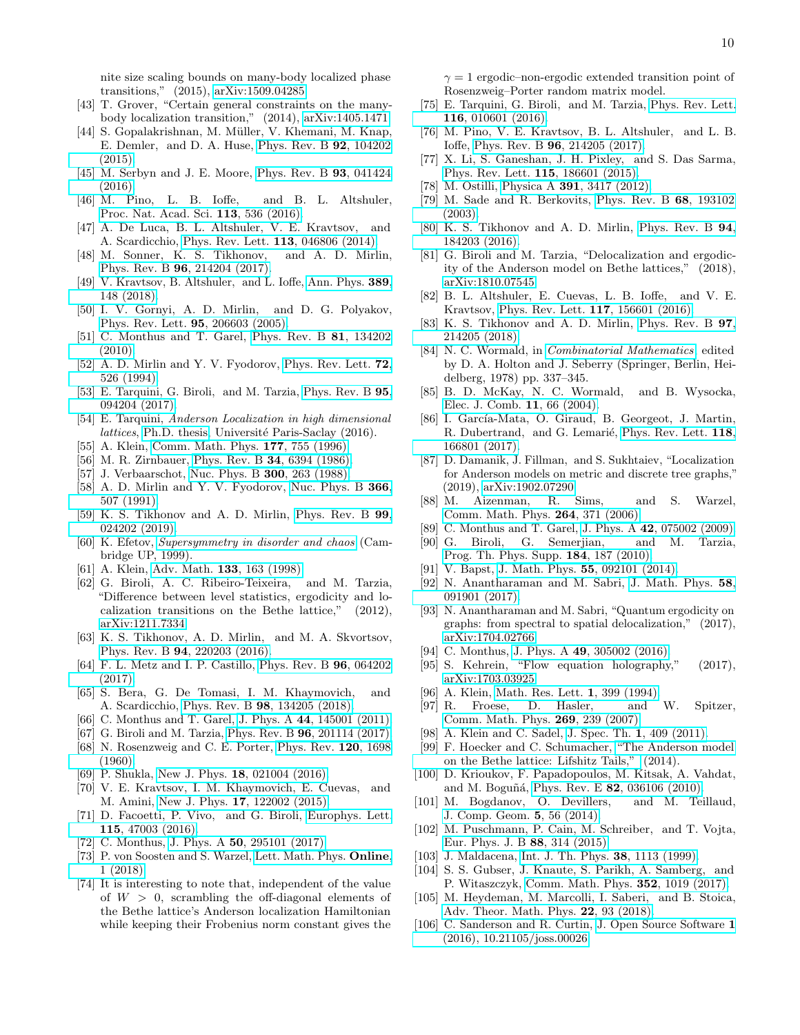nite size scaling bounds on many-body localized phase transitions," (2015), arXiv:1509.04285.

[43] T. Grover, "Certain general constraints on the many-body localization transition," (2014), arXiv:1405.1471.

[44] S. Gopalakrishnan, M. Müller, V. Khemani, M. Knap, E. Demler, and D. A. Huse, Phys. Rev. B **92**, 104202 (2015).

[45] M. Serbyn and J. E. Moore, Phys. Rev. B **93**, 041424 (2016).

[46] M. Pino, L. B. Ioffe, and B. L. Altshuler, Proc. Nat. Acad. Sci. **113**, 536 (2016).

[47] A. De Luca, B. L. Altshuler, V. E. Kravtsov, and A. Scardicchio, Phys. Rev. Lett. **113**, 046806 (2014).

[48] M. Sonner, K. S. Tikhonov, and A. D. Mirlin, Phys. Rev. B **96**, 214204 (2017).

[49] V. Kravtsov, B. Altshuler, and L. Ioffe, Ann. Phys. **389**, 148 (2018).

[50] I. V. Gornyi, A. D. Mirlin, and D. G. Polyakov, Phys. Rev. Lett. **95**, 206603 (2005).

[51] C. Monthus and T. Garel, Phys. Rev. B **81**, 134202 (2010).

[52] A. D. Mirlin and Y. V. Fyodorov, Phys. Rev. Lett. **72**, 526 (1994).

[53] E. Tarquini, G. Biroli, and M. Tarzia, Phys. Rev. B **95**, 094204 (2017).

[54] E. Tarquini, *Anderson Localization in high dimensional lattices*, Ph.D. thesis, Université Paris-Saclay (2016).

[55] A. Klein, Comm. Math. Phys. **177**, 755 (1996).

[56] M. R. Zirnbauer, Phys. Rev. B **34**, 6394 (1986).

[57] J. Verbaarschot, Nuc. Phys. B **300**, 263 (1988).

[58] A. D. Mirlin and Y. V. Fyodorov, Nuc. Phys. B **366**, 507 (1991).

[59] K. S. Tikhonov and A. D. Mirlin, Phys. Rev. B **99**, 024202 (2019).

[60] K. Efetov, *Supersymmetry in disorder and chaos* (Cambridge UP, 1999).

[61] A. Klein, Adv. Math. **133**, 163 (1998).

[62] G. Biroli, A. C. Ribeiro-Teixeira, and M. Tarzia, "Difference between level statistics, ergodicity and localization transitions on the Bethe lattice," (2012), arXiv:1211.7334.

[63] K. S. Tikhonov, A. D. Mirlin, and M. A. Skvortsov, Phys. Rev. B **94**, 220203 (2016).

[64] F. L. Metz and I. P. Castillo, Phys. Rev. B **96**, 064202 (2017).

[65] S. Bera, G. De Tomasi, I. M. Khaymovich, and A. Scardicchio, Phys. Rev. B **98**, 134205 (2018).

[66] C. Monthus and T. Garel, J. Phys. A **44**, 145001 (2011).

[67] G. Biroli and M. Tarzia, Phys. Rev. B **96**, 201114 (2017).

[68] N. Rosenzweig and C. E. Porter, Phys. Rev. **120**, 1698 (1960).

[69] P. Shukla, New J. Phys. **18**, 021004 (2016).

[70] V. E. Kravtsov, I. M. Khaymovich, E. Cuevas, and M. Amini, New J. Phys. **17**, 122002 (2015).

[71] D. Facoetti, P. Vivo, and G. Biroli, Europhys. Lett. **115**, 47003 (2016).

[72] C. Monthus, J. Phys. A **50**, 295101 (2017).

[73] P. von Soosten and S. Warzel, Lett. Math. Phys. **Online**, 1 (2018).

[74] It is interesting to note that, independent of the value of $W > 0$, scrambling the off-diagonal elements of the Bethe lattice's Anderson localization Hamiltonian while keeping their Frobenius norm constant gives the $\gamma = 1$ ergodic–non-ergodic extended transition point of Rosenzweig–Porter random matrix model.

[75] E. Tarquini, G. Biroli, and M. Tarzia, Phys. Rev. Lett. **116**, 010601 (2016).

[76] M. Pino, V. E. Kravtsov, B. L. Altshuler, and L. B. Ioffe, Phys. Rev. B **96**, 214205 (2017).

[77] X. Li, S. Ganeshan, J. H. Pixley, and S. Das Sarma, Phys. Rev. Lett. **115**, 186601 (2015).

[78] M. Ostilli, Physica A **391**, 3417 (2012).

[79] M. Sade and R. Berkovits, Phys. Rev. B **68**, 193102 (2003).

[80] K. S. Tikhonov and A. D. Mirlin, Phys. Rev. B **94**, 184203 (2016).

[81] G. Biroli and M. Tarzia, "Delocalization and ergodicity of the Anderson model on Bethe lattices," (2018), arXiv:1810.07545.

[82] B. L. Altshuler, E. Cuevas, L. B. Ioffe, and V. E. Kravtsov, Phys. Rev. Lett. **117**, 156601 (2016).

[83] K. S. Tikhonov and A. D. Mirlin, Phys. Rev. B **97**, 214205 (2018).

[84] N. C. Wormald, in *Combinatorial Mathematics*, edited by D. A. Holton and J. Seberry (Springer, Berlin, Heidelberg, 1978) pp. 337–345.

[85] B. D. McKay, N. C. Wormald, and B. Wysocka, Elec. J. Comb. **11**, 66 (2004).

[86] I. García-Mata, O. Giraud, B. Georgeot, J. Martin, R. Dubertrand, and G. Lemarié, Phys. Rev. Lett. **118**, 166801 (2017).

[87] D. Damanik, J. Fillman, and S. Sukhtaiev, "Localization for Anderson models on metric and discrete tree graphs," (2019), arXiv:1902.07290.

[88] M. Aizenman, R. Sims, and S. Warzel, Comm. Math. Phys. **264**, 371 (2006).

[89] C. Monthus and T. Garel, J. Phys. A **42**, 075002 (2009).

[90] G. Biroli, G. Semerjian, and M. Tarzia, Prog. Th. Phys. Supp. **184**, 187 (2010).

[91] V. Bapst, J. Math. Phys. **55**, 092101 (2014).

[92] N. Anantharaman and M. Sabri, J. Math. Phys. **58**, 091901 (2017).

[93] N. Anantharaman and M. Sabri, "Quantum ergodicity on graphs: from spectral to spatial delocalization," (2017), arXiv:1704.02766.

[94] C. Monthus, J. Phys. A **49**, 305002 (2016).

[95] S. Kehrein, "Flow equation holography," (2017), arXiv:1703.03925.

[96] A. Klein, Math. Res. Lett. **1**, 399 (1994).

[97] R. Froese, D. Hasler, and W. Spitzer, Comm. Math. Phys. **269**, 239 (2007).

[98] A. Klein and C. Sadel, J. Spec. Th. **1**, 409 (2011).

[99] F. Hoecker and C. Schumacher, "The Anderson model on the Bethe lattice: Lifshitz Tails," (2014).

[100] D. Krioukov, F. Papadopoulos, M. Kitsak, A. Vahdat, and M. Boguñá, Phys. Rev. E **82**, 036106 (2010).

[101] M. Bogdanov, O. Devillers, and M. Teillaud, J. Comp. Geom. **5**, 56 (2014).

[102] M. Puschmann, P. Cain, M. Schreiber, and T. Vojta, Eur. Phys. J. B **88**, 314 (2015).

[103] J. Maldacena, Int. J. Th. Phys. **38**, 1113 (1999).

[104] S. S. Gubser, J. Knaute, S. Parikh, A. Samberg, and P. Witaszczyk, Comm. Math. Phys. **352**, 1019 (2017).

[105] M. Heydeman, M. Marcolli, I. Saberi, and B. Stoica, Adv. Theor. Math. Phys. **22**, 93 (2018).

[106] C. Sanderson and R. Curtin, J. Open Source Software **1** (2016), 10.21105/joss.00026.